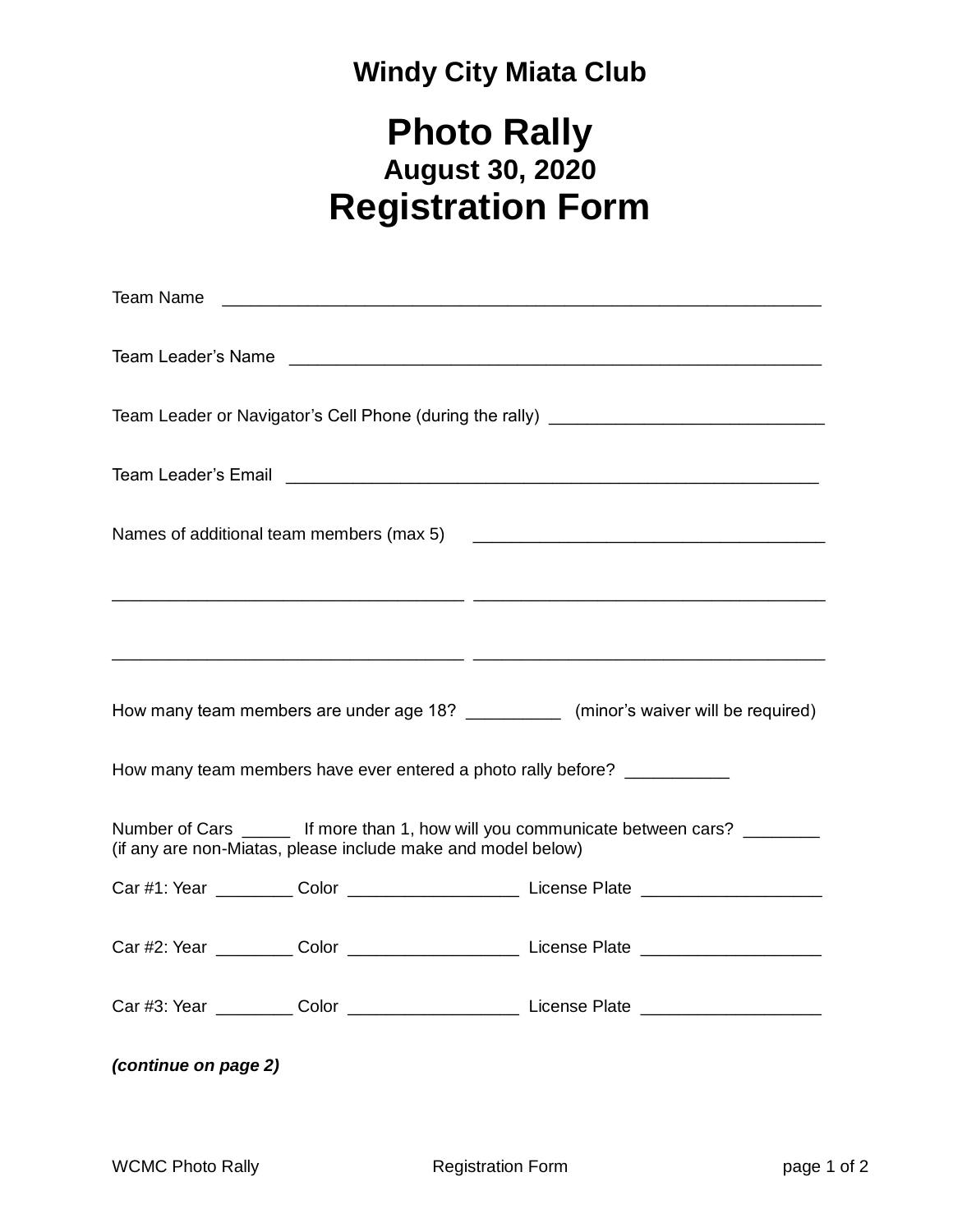# Windy City Miata Club

# Photo Rally

## August 30, 2020

# Registration Form

Team Name ____________________________________________________________

Team Leader's Name ______________________________________________________

Team Leader or Navigator's Cell Phone (during the rally) ____________________________

Team Leader's Email ______________________________________________________

Names of additional team members (max 5) ____________________________________

____________________________________ ____________________________________

____________________________________ ____________________________________

How many team members are under age 18? __________ (minor's waiver will be required)

How many team members have ever entered a photo rally before? ___________

Number of Cars _____ If more than 1, how will you communicate between cars? ________
(if any are non-Miatas, please include make and model below)

Car #1: Year ________ Color _________________ License Plate __________________

Car #2: Year ________ Color _________________ License Plate __________________

Car #3: Year ________ Color _________________ License Plate __________________

***(continue on page 2)***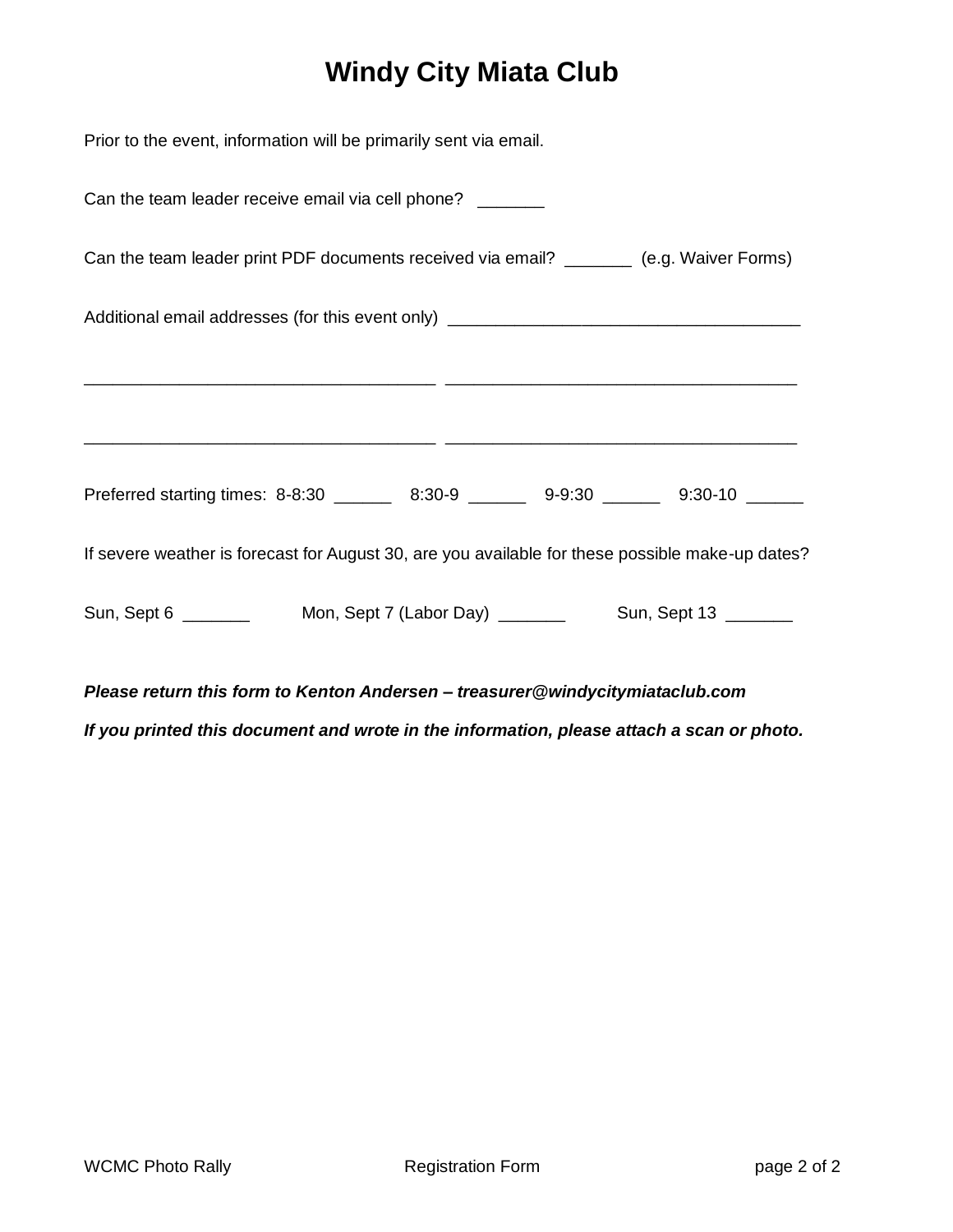# Windy City Miata Club

Prior to the event, information will be primarily sent via email.

Can the team leader receive email via cell phone? _______

Can the team leader print PDF documents received via email? _______ (e.g. Waiver Forms)

Additional email addresses (for this event only) _____________________________________

_____________________________________ _____________________________________

_____________________________________ _____________________________________

Preferred starting times: 8-8:30 ______ 8:30-9 ______ 9-9:30 ______ 9:30-10 ______

If severe weather is forecast for August 30, are you available for these possible make-up dates?

Sun, Sept 6 _______ Mon, Sept 7 (Labor Day) _______ Sun, Sept 13 _______

***Please return this form to Kenton Andersen – treasurer@windycitymiataclub.com***

***If you printed this document and wrote in the information, please attach a scan or photo.***